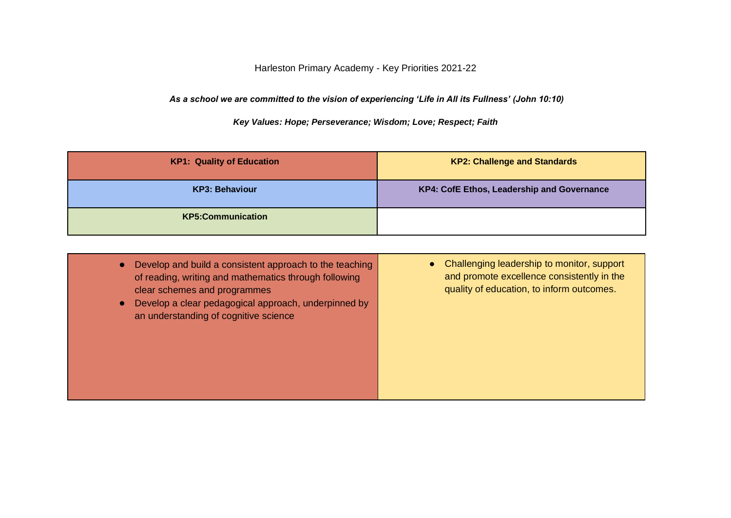Harleston Primary Academy - Key Priorities 2021-22

***As a school we are committed to the vision of experiencing 'Life in All its Fullness' (John 10:10)***

***Key Values: Hope; Perseverance; Wisdom; Love; Respect; Faith***

| **KP1: Quality of Education** | **KP2: Challenge and Standards** |
|---|---|
| **KP3: Behaviour** | **KP4: CofE Ethos, Leadership and Governance** |
| **KP5:Communication** | |

| | |
|---|---|
| • Develop and build a consistent approach to the teaching of reading, writing and mathematics through following clear schemes and programmes<br>• Develop a clear pedagogical approach, underpinned by an understanding of cognitive science | • Challenging leadership to monitor, support and promote excellence consistently in the quality of education, to inform outcomes. |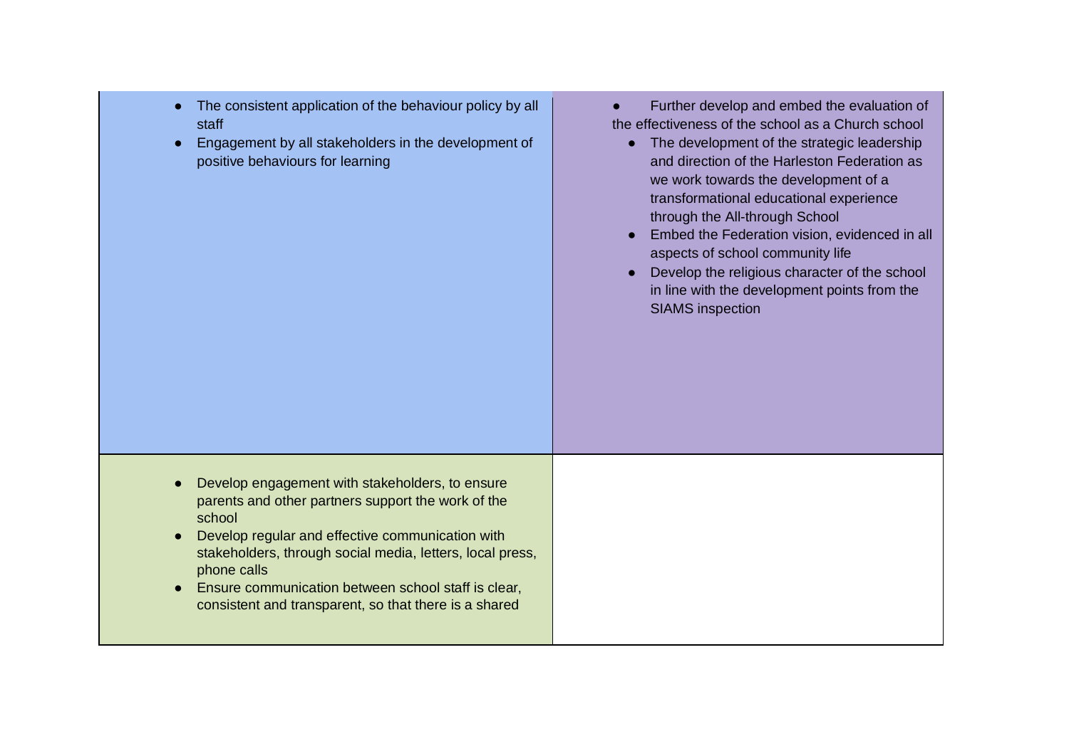| | |
|---|---|
| • The consistent application of the behaviour policy by all staff<br>• Engagement by all stakeholders in the development of positive behaviours for learning | • Further develop and embed the evaluation of the effectiveness of the school as a Church school<br>• The development of the strategic leadership and direction of the Harleston Federation as we work towards the development of a transformational educational experience through the All-through School<br>• Embed the Federation vision, evidenced in all aspects of school community life<br>• Develop the religious character of the school in line with the development points from the SIAMS inspection |
| • Develop engagement with stakeholders, to ensure parents and other partners support the work of the school<br>• Develop regular and effective communication with stakeholders, through social media, letters, local press, phone calls<br>• Ensure communication between school staff is clear, consistent and transparent, so that there is a shared | |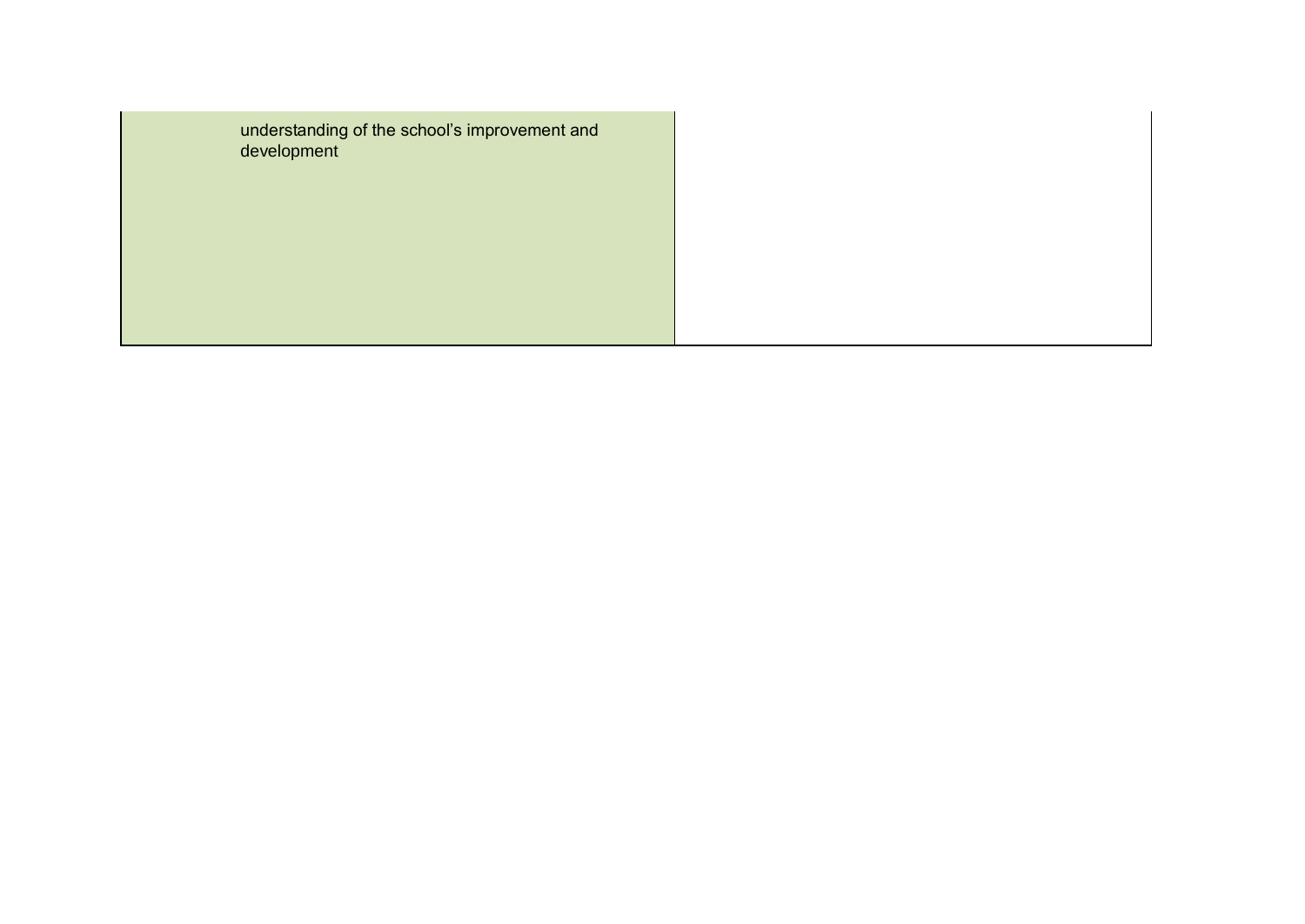| | |
|---|---|
| understanding of the school's improvement and development | |